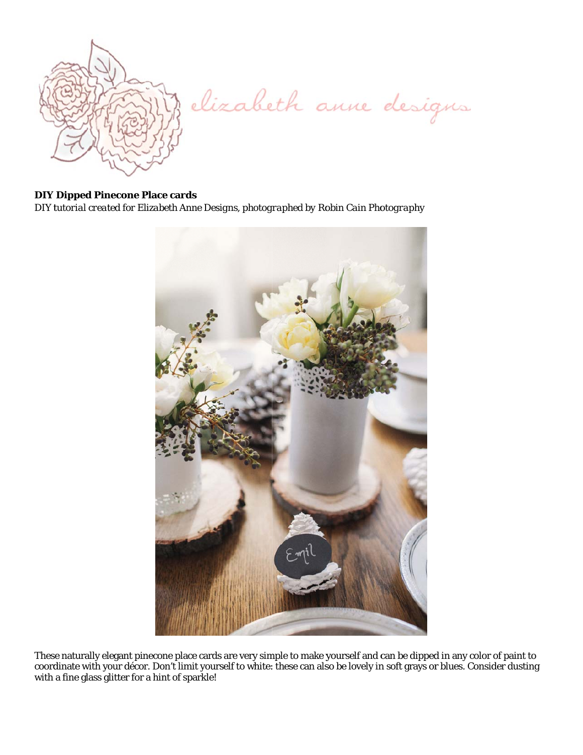elizabeth anne designs

**DIY Dipped Pinecone Place cards**

*DIY tutorial created for Elizabeth Anne Designs, photographed by Robin Cain Photography*

These naturally elegant pinecone place cards are very simple to make yourself and can be dipped in any color of paint to coordinate with your décor. Don't limit yourself to white: these can also be lovely in soft grays or blues. Consider dusting with a fine glass glitter for a hint of sparkle!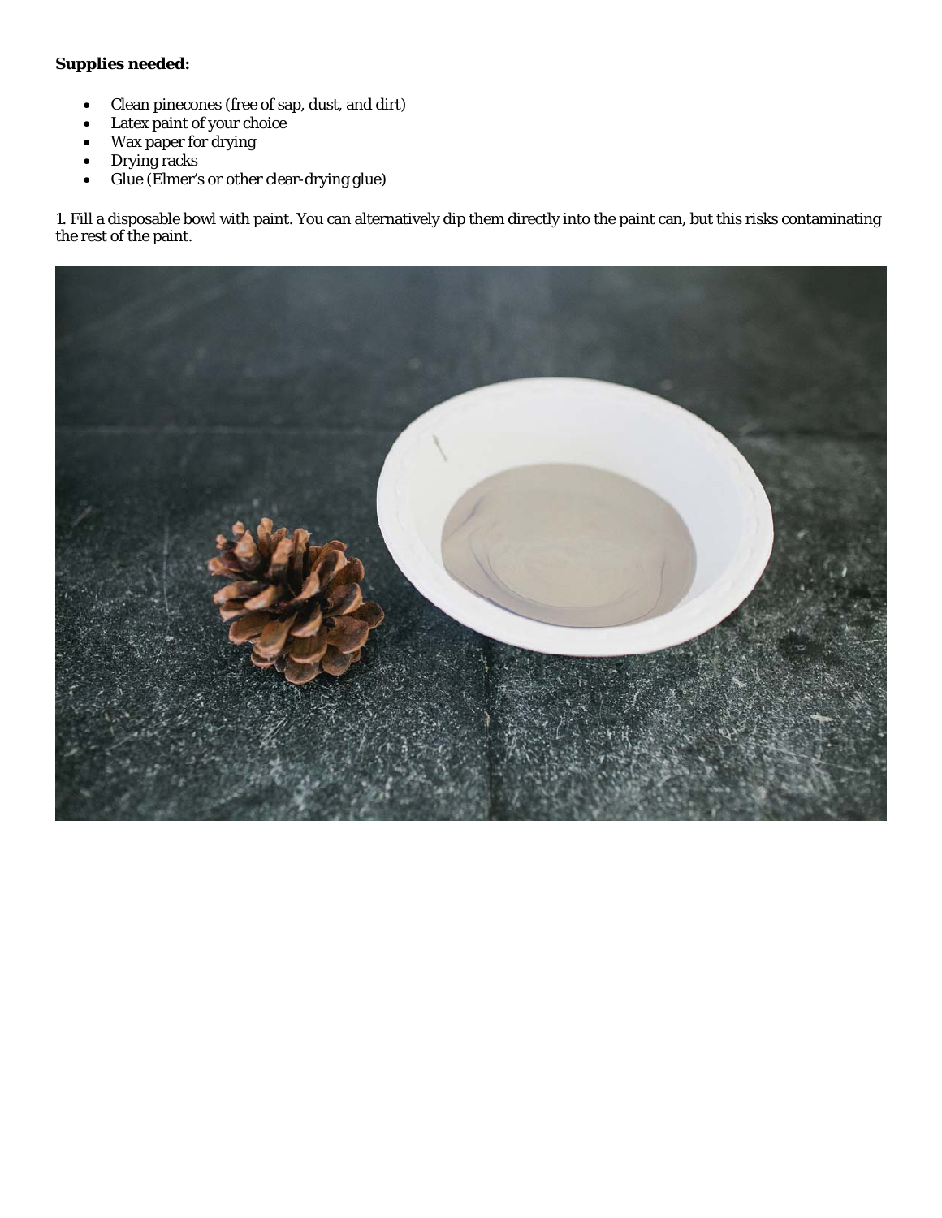**Supplies needed:**

- Clean pinecones (free of sap, dust, and dirt)
- Latex paint of your choice
- Wax paper for drying
- Drying racks
- Glue (Elmer's or other clear-drying glue)

1. Fill a disposable bowl with paint. You can alternatively dip them directly into the paint can, but this risks contaminating the rest of the paint.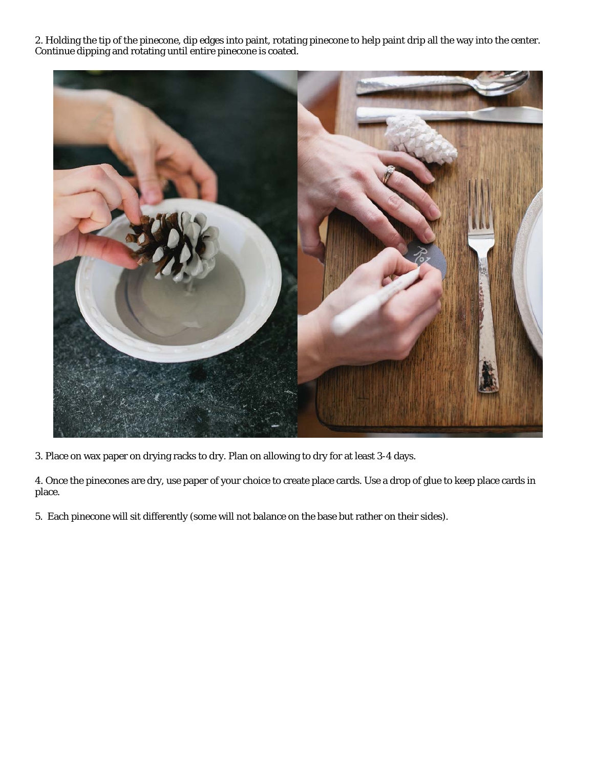2. Holding the tip of the pinecone, dip edges into paint, rotating pinecone to help paint drip all the way into the center. Continue dipping and rotating until entire pinecone is coated.

3. Place on wax paper on drying racks to dry. Plan on allowing to dry for at least 3-4 days.

4. Once the pinecones are dry, use paper of your choice to create place cards. Use a drop of glue to keep place cards in place.

5. Each pinecone will sit differently (some will not balance on the base but rather on their sides).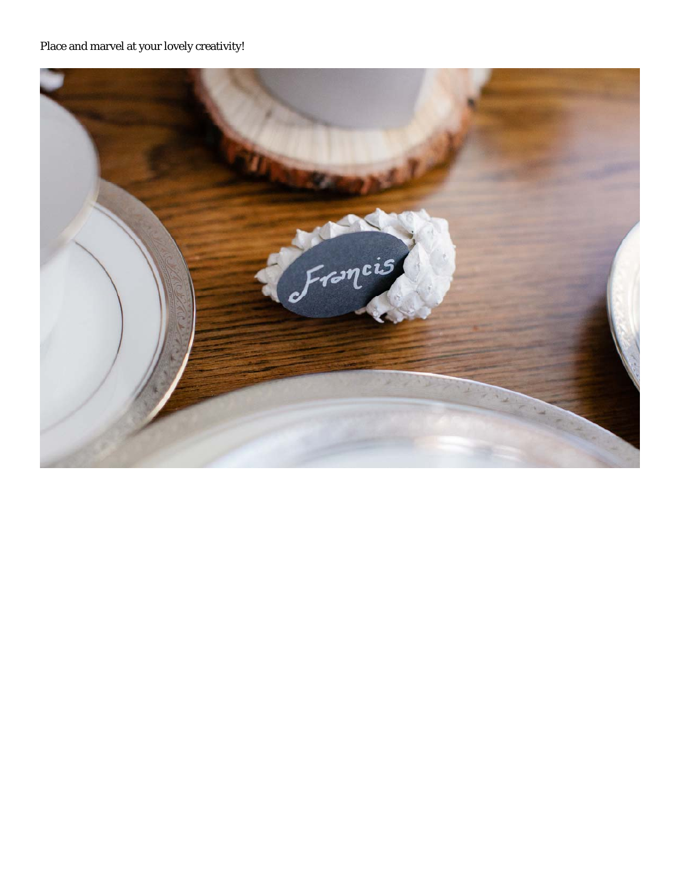Place and marvel at your lovely creativity!